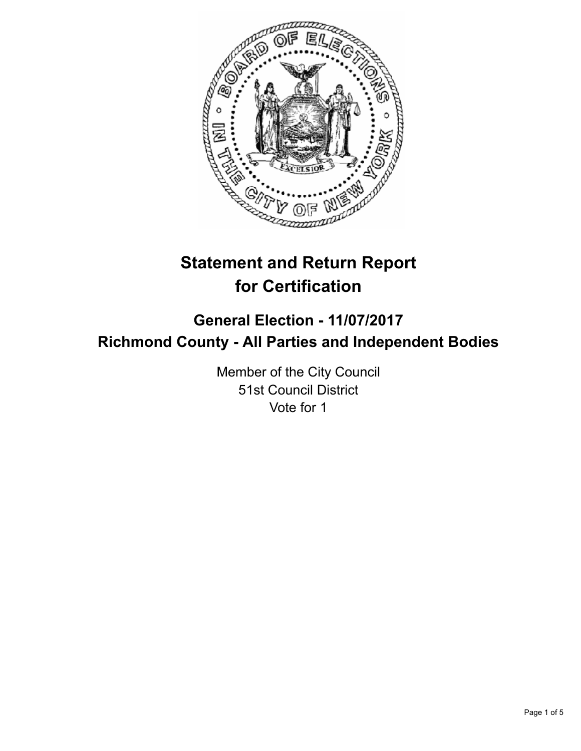# Statement and Return Report for Certification

## General Election - 11/07/2017
## Richmond County - All Parties and Independent Bodies

Member of the City Council
51st Council District
Vote for 1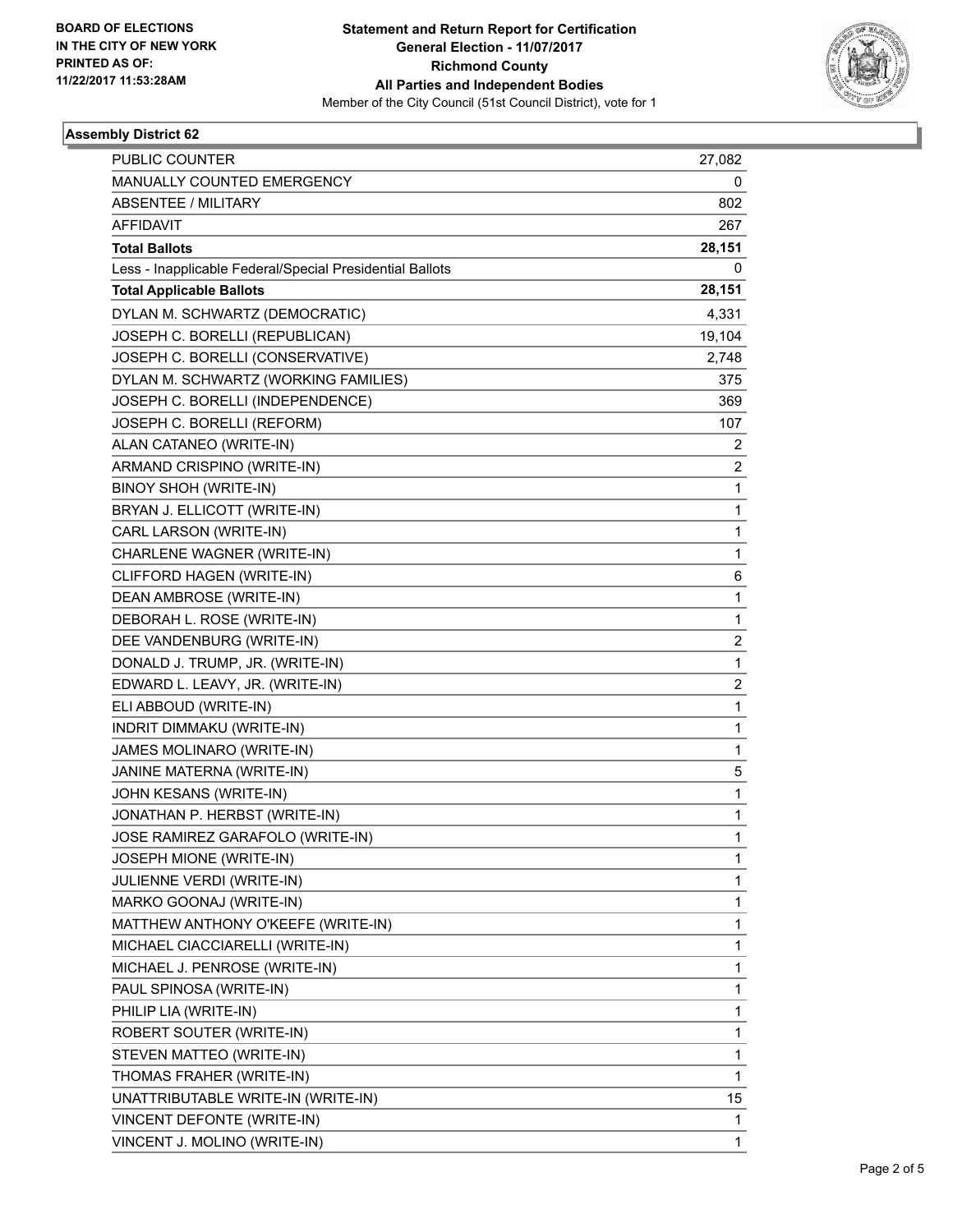BOARD OF ELECTIONS
IN THE CITY OF NEW YORK
PRINTED AS OF:
11/22/2017 11:53:28AM

**Statement and Return Report for Certification**
**General Election - 11/07/2017**
**Richmond County**
**All Parties and Independent Bodies**
Member of the City Council (51st Council District), vote for 1

## Assembly District 62

| | |
|---|---|
| PUBLIC COUNTER | 27,082 |
| MANUALLY COUNTED EMERGENCY | 0 |
| ABSENTEE / MILITARY | 802 |
| AFFIDAVIT | 267 |
| **Total Ballots** | **28,151** |
| Less - Inapplicable Federal/Special Presidential Ballots | 0 |
| **Total Applicable Ballots** | **28,151** |
| DYLAN M. SCHWARTZ (DEMOCRATIC) | 4,331 |
| JOSEPH C. BORELLI (REPUBLICAN) | 19,104 |
| JOSEPH C. BORELLI (CONSERVATIVE) | 2,748 |
| DYLAN M. SCHWARTZ (WORKING FAMILIES) | 375 |
| JOSEPH C. BORELLI (INDEPENDENCE) | 369 |
| JOSEPH C. BORELLI (REFORM) | 107 |
| ALAN CATANEO (WRITE-IN) | 2 |
| ARMAND CRISPINO (WRITE-IN) | 2 |
| BINOY SHOH (WRITE-IN) | 1 |
| BRYAN J. ELLICOTT (WRITE-IN) | 1 |
| CARL LARSON (WRITE-IN) | 1 |
| CHARLENE WAGNER (WRITE-IN) | 1 |
| CLIFFORD HAGEN (WRITE-IN) | 6 |
| DEAN AMBROSE (WRITE-IN) | 1 |
| DEBORAH L. ROSE (WRITE-IN) | 1 |
| DEE VANDENBURG (WRITE-IN) | 2 |
| DONALD J. TRUMP, JR. (WRITE-IN) | 1 |
| EDWARD L. LEAVY, JR. (WRITE-IN) | 2 |
| ELI ABBOUD (WRITE-IN) | 1 |
| INDRIT DIMMAKU (WRITE-IN) | 1 |
| JAMES MOLINARO (WRITE-IN) | 1 |
| JANINE MATERNA (WRITE-IN) | 5 |
| JOHN KESANS (WRITE-IN) | 1 |
| JONATHAN P. HERBST (WRITE-IN) | 1 |
| JOSE RAMIREZ GARAFOLO (WRITE-IN) | 1 |
| JOSEPH MIONE (WRITE-IN) | 1 |
| JULIENNE VERDI (WRITE-IN) | 1 |
| MARKO GOONAJ (WRITE-IN) | 1 |
| MATTHEW ANTHONY O'KEEFE (WRITE-IN) | 1 |
| MICHAEL CIACCIARELLI (WRITE-IN) | 1 |
| MICHAEL J. PENROSE (WRITE-IN) | 1 |
| PAUL SPINOSA (WRITE-IN) | 1 |
| PHILIP LIA (WRITE-IN) | 1 |
| ROBERT SOUTER (WRITE-IN) | 1 |
| STEVEN MATTEO (WRITE-IN) | 1 |
| THOMAS FRAHER (WRITE-IN) | 1 |
| UNATTRIBUTABLE WRITE-IN (WRITE-IN) | 15 |
| VINCENT DEFONTE (WRITE-IN) | 1 |
| VINCENT J. MOLINO (WRITE-IN) | 1 |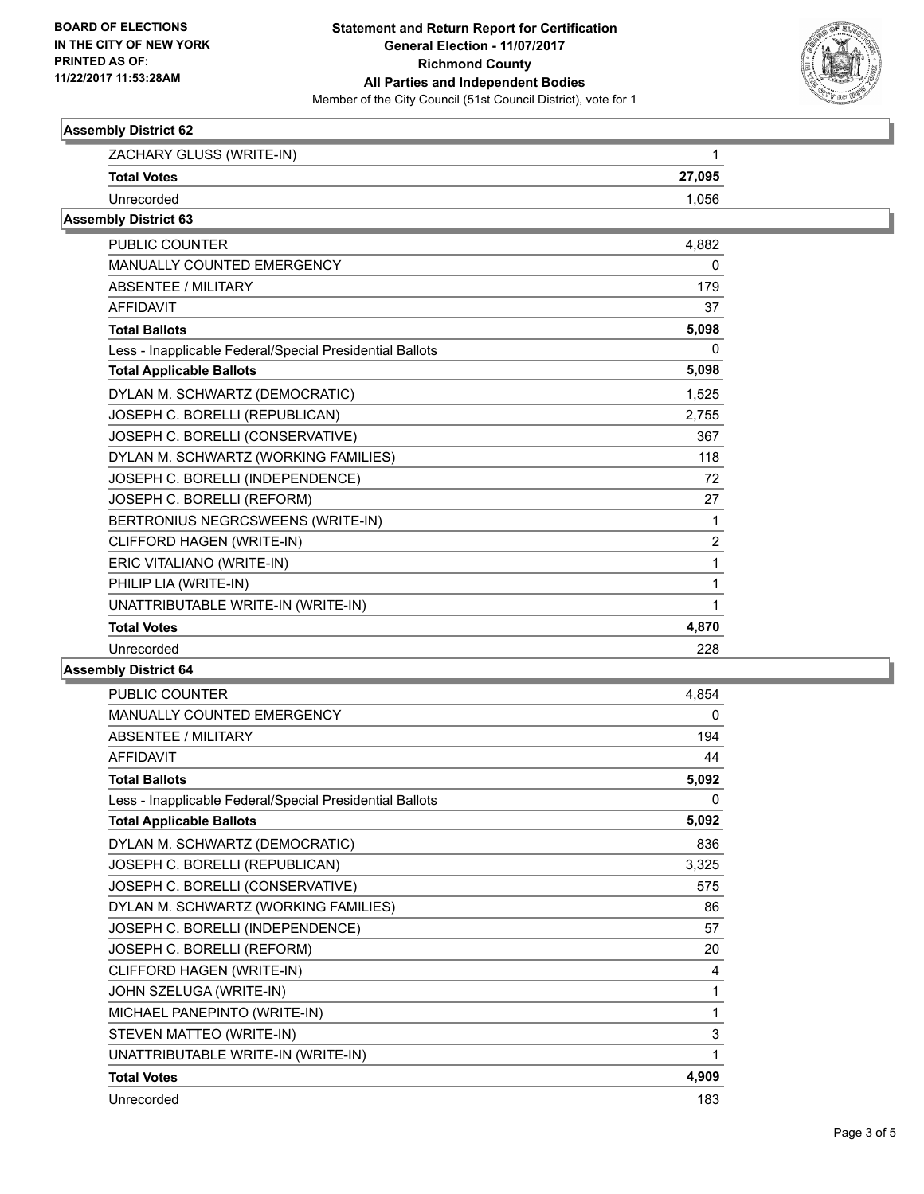## Assembly District 62

| | |
|---|---|
| ZACHARY GLUSS (WRITE-IN) | 1 |
| **Total Votes** | **27,095** |
| Unrecorded | 1,056 |

## Assembly District 63

| | |
|---|---|
| PUBLIC COUNTER | 4,882 |
| MANUALLY COUNTED EMERGENCY | 0 |
| ABSENTEE / MILITARY | 179 |
| AFFIDAVIT | 37 |
| **Total Ballots** | **5,098** |
| Less - Inapplicable Federal/Special Presidential Ballots | 0 |
| **Total Applicable Ballots** | **5,098** |
| DYLAN M. SCHWARTZ (DEMOCRATIC) | 1,525 |
| JOSEPH C. BORELLI (REPUBLICAN) | 2,755 |
| JOSEPH C. BORELLI (CONSERVATIVE) | 367 |
| DYLAN M. SCHWARTZ (WORKING FAMILIES) | 118 |
| JOSEPH C. BORELLI (INDEPENDENCE) | 72 |
| JOSEPH C. BORELLI (REFORM) | 27 |
| BERTRONIUS NEGRCSWEENS (WRITE-IN) | 1 |
| CLIFFORD HAGEN (WRITE-IN) | 2 |
| ERIC VITALIANO (WRITE-IN) | 1 |
| PHILIP LIA (WRITE-IN) | 1 |
| UNATTRIBUTABLE WRITE-IN (WRITE-IN) | 1 |
| **Total Votes** | **4,870** |
| Unrecorded | 228 |

## Assembly District 64

| | |
|---|---|
| PUBLIC COUNTER | 4,854 |
| MANUALLY COUNTED EMERGENCY | 0 |
| ABSENTEE / MILITARY | 194 |
| AFFIDAVIT | 44 |
| **Total Ballots** | **5,092** |
| Less - Inapplicable Federal/Special Presidential Ballots | 0 |
| **Total Applicable Ballots** | **5,092** |
| DYLAN M. SCHWARTZ (DEMOCRATIC) | 836 |
| JOSEPH C. BORELLI (REPUBLICAN) | 3,325 |
| JOSEPH C. BORELLI (CONSERVATIVE) | 575 |
| DYLAN M. SCHWARTZ (WORKING FAMILIES) | 86 |
| JOSEPH C. BORELLI (INDEPENDENCE) | 57 |
| JOSEPH C. BORELLI (REFORM) | 20 |
| CLIFFORD HAGEN (WRITE-IN) | 4 |
| JOHN SZELUGA (WRITE-IN) | 1 |
| MICHAEL PANEPINTO (WRITE-IN) | 1 |
| STEVEN MATTEO (WRITE-IN) | 3 |
| UNATTRIBUTABLE WRITE-IN (WRITE-IN) | 1 |
| **Total Votes** | **4,909** |
| Unrecorded | 183 |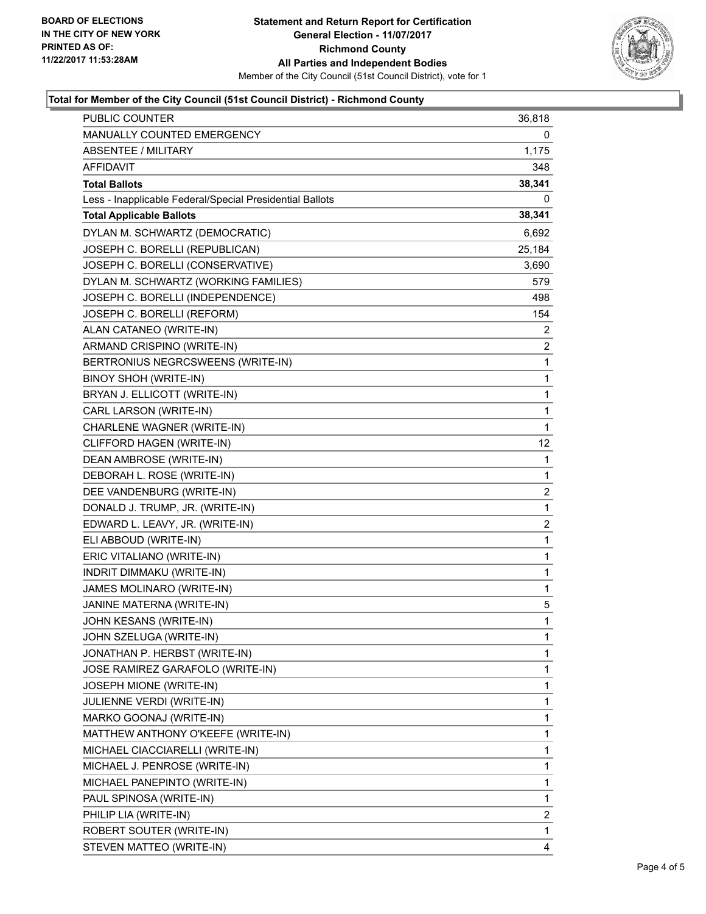**BOARD OF ELECTIONS IN THE CITY OF NEW YORK PRINTED AS OF: 11/22/2017 11:53:28AM**

# Statement and Return Report for Certification
## General Election - 11/07/2017
## Richmond County
## All Parties and Independent Bodies
Member of the City Council (51st Council District), vote for 1

### Total for Member of the City Council (51st Council District) - Richmond County

| | |
|---|---|
| PUBLIC COUNTER | 36,818 |
| MANUALLY COUNTED EMERGENCY | 0 |
| ABSENTEE / MILITARY | 1,175 |
| AFFIDAVIT | 348 |
| **Total Ballots** | **38,341** |
| Less - Inapplicable Federal/Special Presidential Ballots | 0 |
| **Total Applicable Ballots** | **38,341** |
| DYLAN M. SCHWARTZ (DEMOCRATIC) | 6,692 |
| JOSEPH C. BORELLI (REPUBLICAN) | 25,184 |
| JOSEPH C. BORELLI (CONSERVATIVE) | 3,690 |
| DYLAN M. SCHWARTZ (WORKING FAMILIES) | 579 |
| JOSEPH C. BORELLI (INDEPENDENCE) | 498 |
| JOSEPH C. BORELLI (REFORM) | 154 |
| ALAN CATANEO (WRITE-IN) | 2 |
| ARMAND CRISPINO (WRITE-IN) | 2 |
| BERTRONIUS NEGRCSWEENS (WRITE-IN) | 1 |
| BINOY SHOH (WRITE-IN) | 1 |
| BRYAN J. ELLICOTT (WRITE-IN) | 1 |
| CARL LARSON (WRITE-IN) | 1 |
| CHARLENE WAGNER (WRITE-IN) | 1 |
| CLIFFORD HAGEN (WRITE-IN) | 12 |
| DEAN AMBROSE (WRITE-IN) | 1 |
| DEBORAH L. ROSE (WRITE-IN) | 1 |
| DEE VANDENBURG (WRITE-IN) | 2 |
| DONALD J. TRUMP, JR. (WRITE-IN) | 1 |
| EDWARD L. LEAVY, JR. (WRITE-IN) | 2 |
| ELI ABBOUD (WRITE-IN) | 1 |
| ERIC VITALIANO (WRITE-IN) | 1 |
| INDRIT DIMMAKU (WRITE-IN) | 1 |
| JAMES MOLINARO (WRITE-IN) | 1 |
| JANINE MATERNA (WRITE-IN) | 5 |
| JOHN KESANS (WRITE-IN) | 1 |
| JOHN SZELUGA (WRITE-IN) | 1 |
| JONATHAN P. HERBST (WRITE-IN) | 1 |
| JOSE RAMIREZ GARAFOLO (WRITE-IN) | 1 |
| JOSEPH MIONE (WRITE-IN) | 1 |
| JULIENNE VERDI (WRITE-IN) | 1 |
| MARKO GOONAJ (WRITE-IN) | 1 |
| MATTHEW ANTHONY O'KEEFE (WRITE-IN) | 1 |
| MICHAEL CIACCIARELLI (WRITE-IN) | 1 |
| MICHAEL J. PENROSE (WRITE-IN) | 1 |
| MICHAEL PANEPINTO (WRITE-IN) | 1 |
| PAUL SPINOSA (WRITE-IN) | 1 |
| PHILIP LIA (WRITE-IN) | 2 |
| ROBERT SOUTER (WRITE-IN) | 1 |
| STEVEN MATTEO (WRITE-IN) | 4 |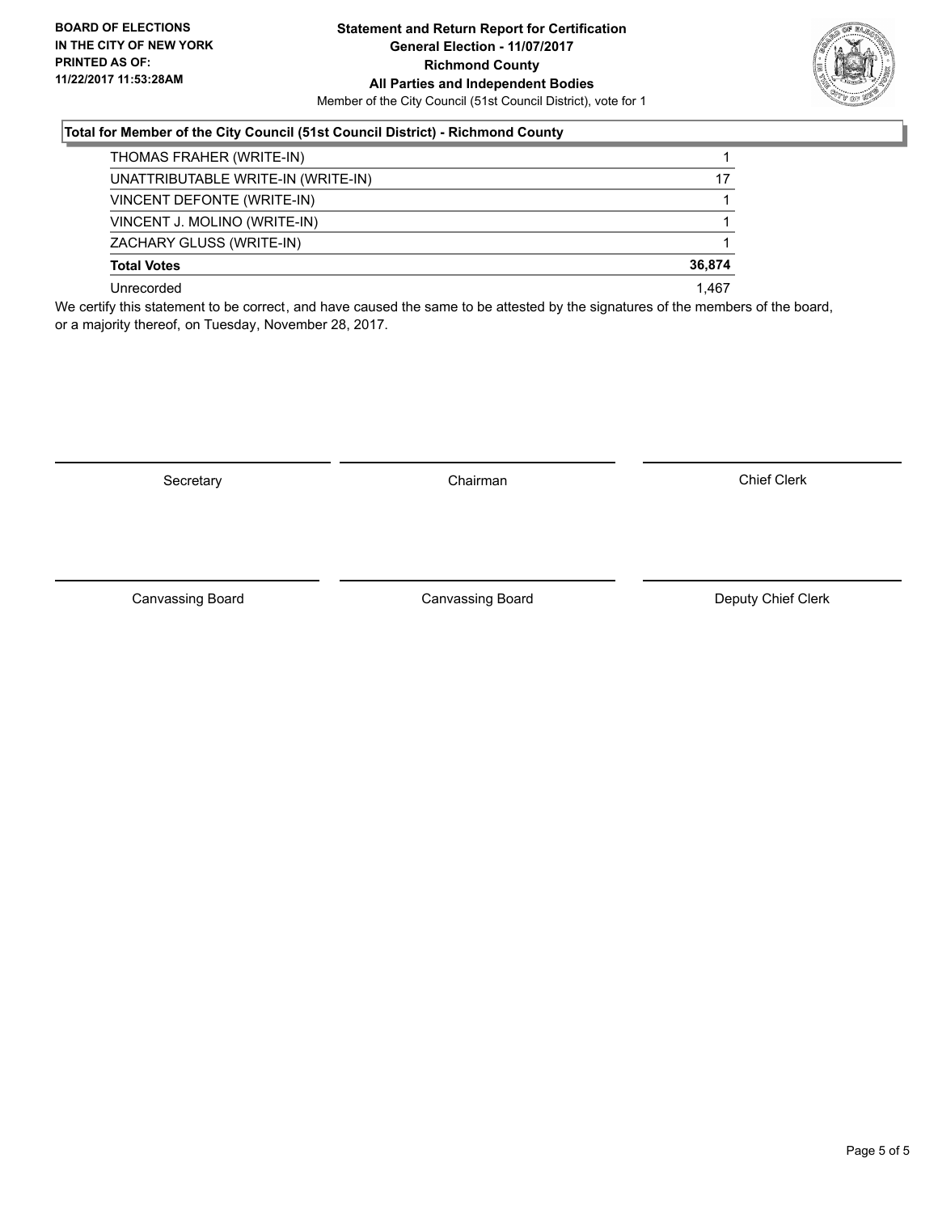**BOARD OF ELECTIONS IN THE CITY OF NEW YORK PRINTED AS OF: 11/22/2017 11:53:28AM**

**Statement and Return Report for Certification**
**General Election - 11/07/2017**
**Richmond County**
**All Parties and Independent Bodies**
Member of the City Council (51st Council District), vote for 1

**Total for Member of the City Council (51st Council District) - Richmond County**

| | |
|---|---|
| THOMAS FRAHER (WRITE-IN) | 1 |
| UNATTRIBUTABLE WRITE-IN (WRITE-IN) | 17 |
| VINCENT DEFONTE (WRITE-IN) | 1 |
| VINCENT J. MOLINO (WRITE-IN) | 1 |
| ZACHARY GLUSS (WRITE-IN) | 1 |
| **Total Votes** | **36,874** |
| Unrecorded | 1,467 |

We certify this statement to be correct, and have caused the same to be attested by the signatures of the members of the board, or a majority thereof, on Tuesday, November 28, 2017.

Secretary

Chairman

Chief Clerk

Canvassing Board

Canvassing Board

Deputy Chief Clerk